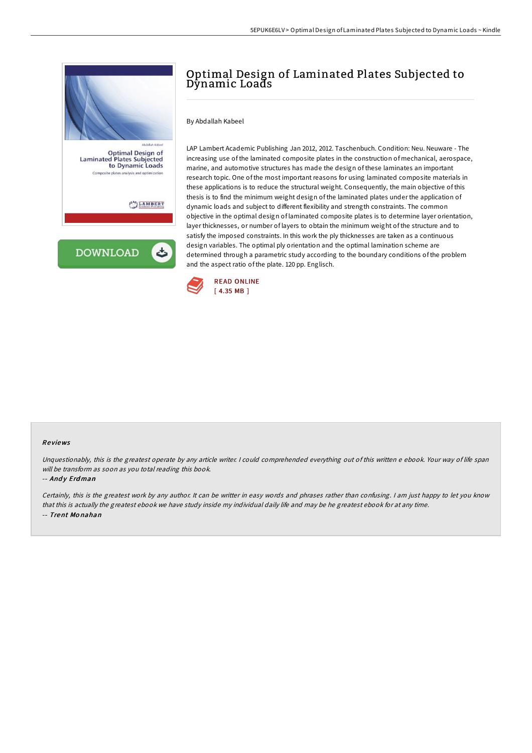# Optimal Design of Laminated Plates Subjected to Dynamic Loads

By Abdallah Kabeel

LAP Lambert Academic Publishing Jan 2012, 2012. Taschenbuch. Condition: Neu. Neuware - The increasing use of the laminated composite plates in the construction of mechanical, aerospace, marine, and automotive structures has made the design of these laminates an important research topic. One of the most important reasons for using laminated composite materials in these applications is to reduce the structural weight. Consequently, the main objective of this thesis is to find the minimum weight design of the laminated plates under the application of dynamic loads and subject to different flexibility and strength constraints. The common objective in the optimal design of laminated composite plates is to determine layer orientation, layer thicknesses, or number of layers to obtain the minimum weight of the structure and to satisfy the imposed constraints. In this work the ply thicknesses are taken as a continuous design variables. The optimal ply orientation and the optimal lamination scheme are determined through a parametric study according to the boundary conditions of the problem and the aspect ratio of the plate. 120 pp. Englisch.

READ ONLINE
[ 4.35 MB ]

## Reviews

*Unquestionably, this is the greatest operate by any article writer. I could comprehended everything out of this written e ebook. Your way of life span will be transform as soon as you total reading this book.*

-- *Andy Erdman*

*Certainly, this is the greatest work by any author. It can be writter in easy words and phrases rather than confusing. I am just happy to let you know that this is actually the greatest ebook we have study inside my individual daily life and may be he greatest ebook for at any time.*

-- *Trent Monahan*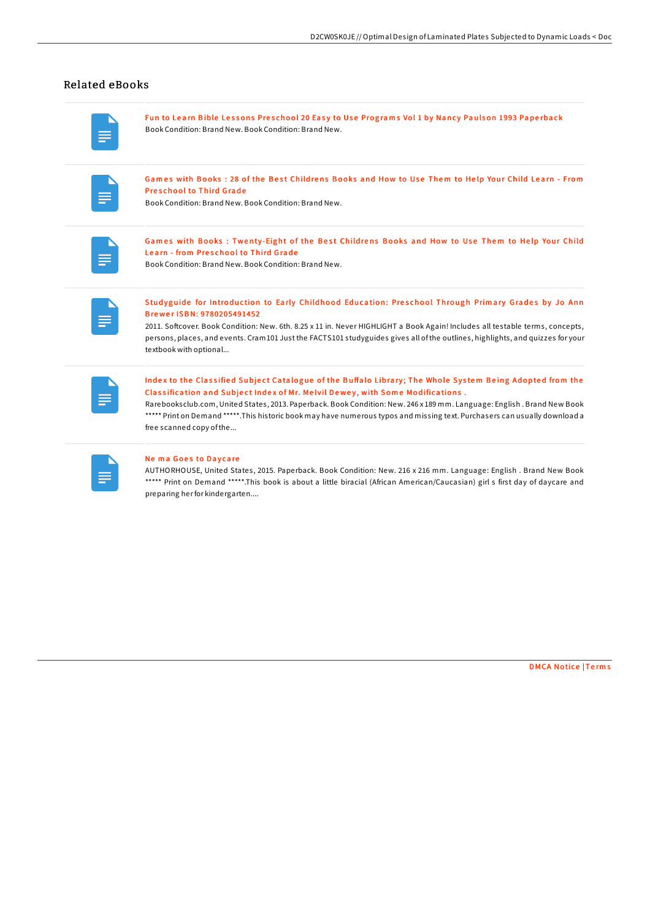## Related eBooks

**Fun to Learn Bible Lessons Preschool 20 Easy to Use Programs Vol 1 by Nancy Paulson 1993 Paperback**
Book Condition: Brand New. Book Condition: Brand New.

**Games with Books : 28 of the Best Childrens Books and How to Use Them to Help Your Child Learn - From Preschool to Third Grade**
Book Condition: Brand New. Book Condition: Brand New.

**Games with Books : Twenty-Eight of the Best Childrens Books and How to Use Them to Help Your Child Learn - from Preschool to Third Grade**
Book Condition: Brand New. Book Condition: Brand New.

**Studyguide for Introduction to Early Childhood Education: Preschool Through Primary Grades by Jo Ann Brewer ISBN: 9780205491452**
2011. Softcover. Book Condition: New. 6th. 8.25 x 11 in. Never HIGHLIGHT a Book Again! Includes all testable terms, concepts, persons, places, and events. Cram101 Just the FACTS101 studyguides gives all of the outlines, highlights, and quizzes for your textbook with optional...

**Index to the Classified Subject Catalogue of the Buffalo Library; The Whole System Being Adopted from the Classification and Subject Index of Mr. Melvil Dewey, with Some Modifications .**
Rarebooksclub.com, United States, 2013. Paperback. Book Condition: New. 246 x 189 mm. Language: English . Brand New Book ***** Print on Demand *****.This historic book may have numerous typos and missing text. Purchasers can usually download a free scanned copy of the...

**Ne ma Goes to Daycare**
AUTHORHOUSE, United States, 2015. Paperback. Book Condition: New. 216 x 216 mm. Language: English . Brand New Book ***** Print on Demand *****.This book is about a little biracial (African American/Caucasian) girl s first day of daycare and preparing her for kindergarten....